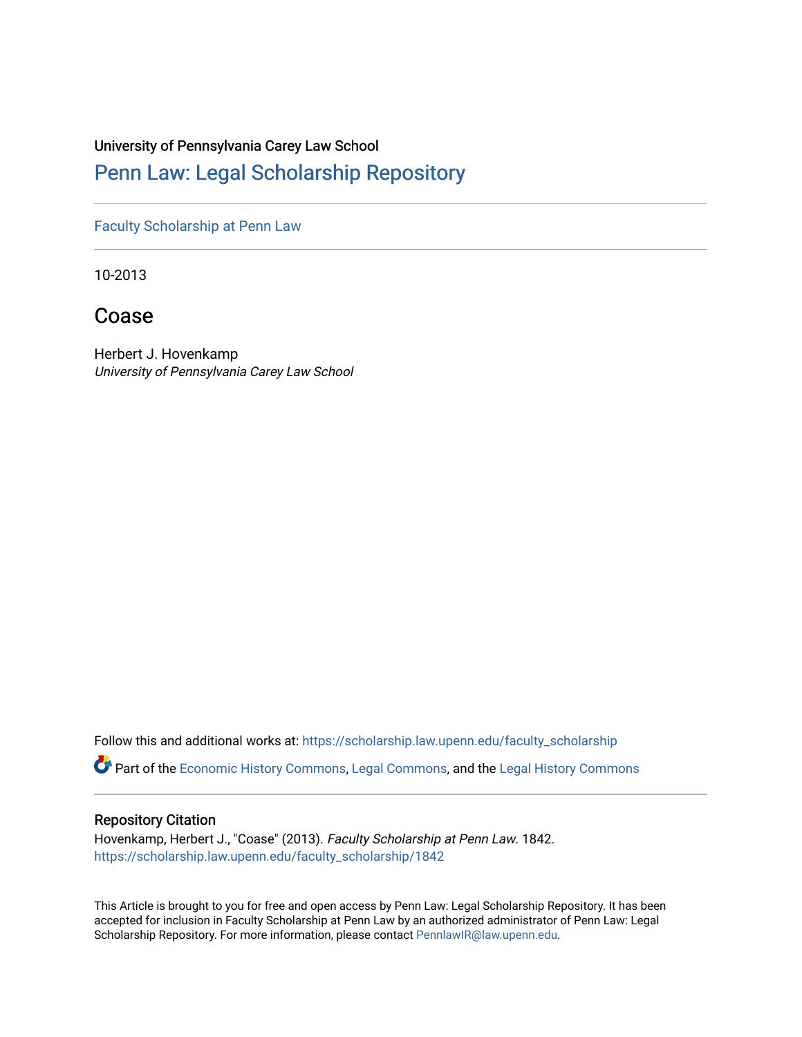University of Pennsylvania Carey Law School

## Penn Law: Legal Scholarship Repository

Faculty Scholarship at Penn Law

10-2013

# Coase

Herbert J. Hovenkamp
*University of Pennsylvania Carey Law School*

Follow this and additional works at: https://scholarship.law.upenn.edu/faculty_scholarship

Part of the Economic History Commons, Legal Commons, and the Legal History Commons

### Repository Citation

Hovenkamp, Herbert J., "Coase" (2013). *Faculty Scholarship at Penn Law*. 1842.
https://scholarship.law.upenn.edu/faculty_scholarship/1842

This Article is brought to you for free and open access by Penn Law: Legal Scholarship Repository. It has been accepted for inclusion in Faculty Scholarship at Penn Law by an authorized administrator of Penn Law: Legal Scholarship Repository. For more information, please contact PennlawIR@law.upenn.edu.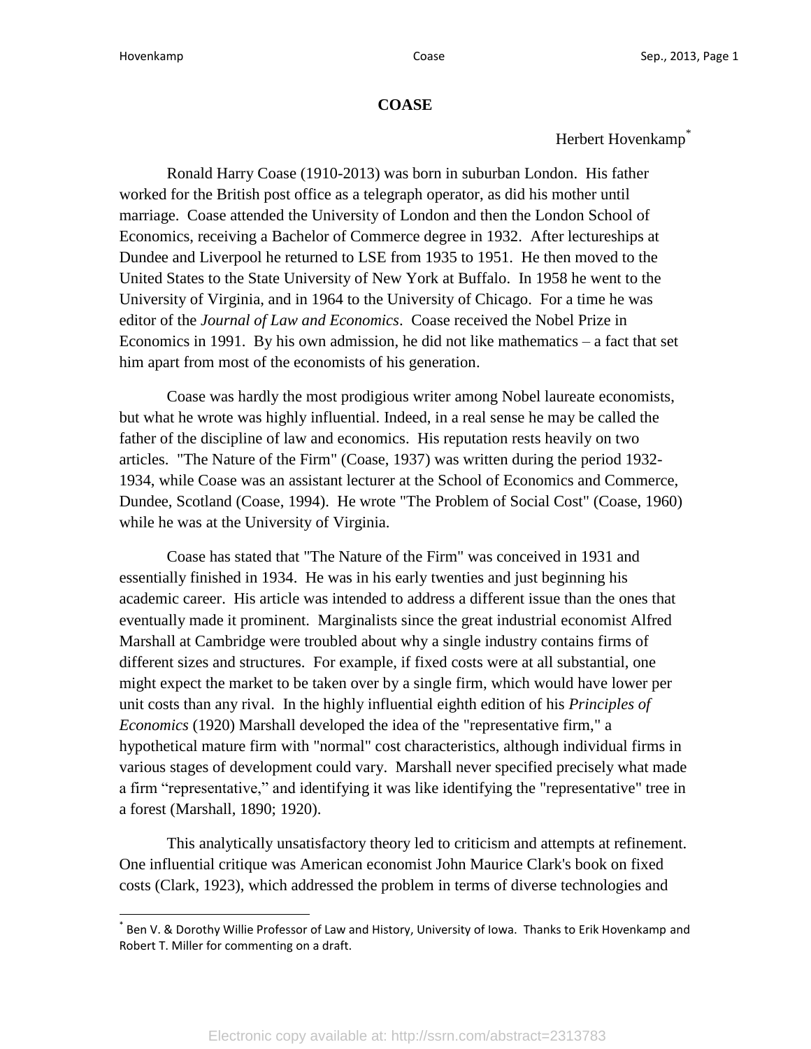# COASE

Herbert Hovenkamp[*]

Ronald Harry Coase (1910-2013) was born in suburban London. His father worked for the British post office as a telegraph operator, as did his mother until marriage. Coase attended the University of London and then the London School of Economics, receiving a Bachelor of Commerce degree in 1932. After lectureships at Dundee and Liverpool he returned to LSE from 1935 to 1951. He then moved to the United States to the State University of New York at Buffalo. In 1958 he went to the University of Virginia, and in 1964 to the University of Chicago. For a time he was editor of the *Journal of Law and Economics*. Coase received the Nobel Prize in Economics in 1991. By his own admission, he did not like mathematics – a fact that set him apart from most of the economists of his generation.

Coase was hardly the most prodigious writer among Nobel laureate economists, but what he wrote was highly influential. Indeed, in a real sense he may be called the father of the discipline of law and economics. His reputation rests heavily on two articles. "The Nature of the Firm" (Coase, 1937) was written during the period 1932-1934, while Coase was an assistant lecturer at the School of Economics and Commerce, Dundee, Scotland (Coase, 1994). He wrote "The Problem of Social Cost" (Coase, 1960) while he was at the University of Virginia.

Coase has stated that "The Nature of the Firm" was conceived in 1931 and essentially finished in 1934. He was in his early twenties and just beginning his academic career. His article was intended to address a different issue than the ones that eventually made it prominent. Marginalists since the great industrial economist Alfred Marshall at Cambridge were troubled about why a single industry contains firms of different sizes and structures. For example, if fixed costs were at all substantial, one might expect the market to be taken over by a single firm, which would have lower per unit costs than any rival. In the highly influential eighth edition of his *Principles of Economics* (1920) Marshall developed the idea of the "representative firm," a hypothetical mature firm with "normal" cost characteristics, although individual firms in various stages of development could vary. Marshall never specified precisely what made a firm "representative," and identifying it was like identifying the "representative" tree in a forest (Marshall, 1890; 1920).

This analytically unsatisfactory theory led to criticism and attempts at refinement. One influential critique was American economist John Maurice Clark's book on fixed costs (Clark, 1923), which addressed the problem in terms of diverse technologies and

[*] Ben V. & Dorothy Willie Professor of Law and History, University of Iowa. Thanks to Erik Hovenkamp and Robert T. Miller for commenting on a draft.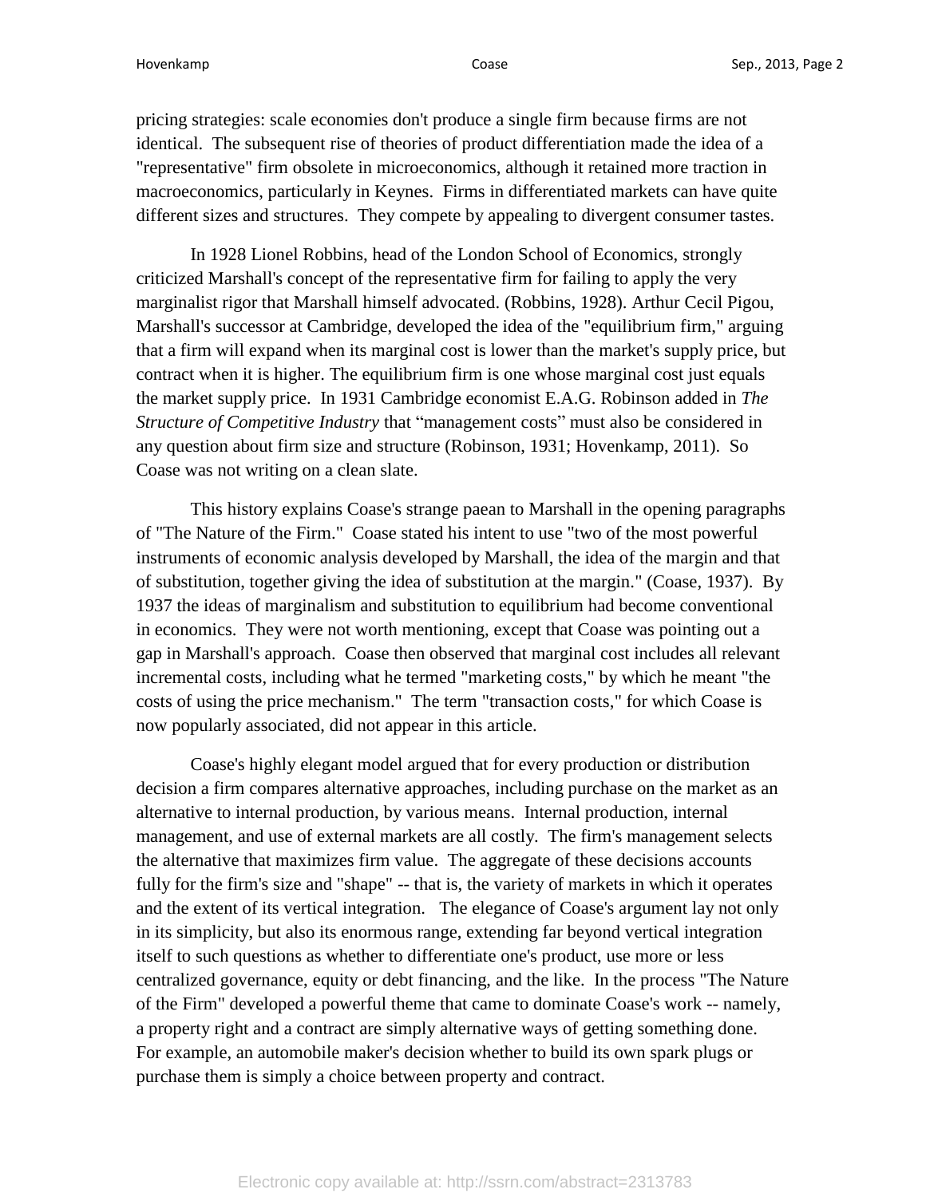pricing strategies: scale economies don't produce a single firm because firms are not identical. The subsequent rise of theories of product differentiation made the idea of a "representative" firm obsolete in microeconomics, although it retained more traction in macroeconomics, particularly in Keynes. Firms in differentiated markets can have quite different sizes and structures. They compete by appealing to divergent consumer tastes.

In 1928 Lionel Robbins, head of the London School of Economics, strongly criticized Marshall's concept of the representative firm for failing to apply the very marginalist rigor that Marshall himself advocated. (Robbins, 1928). Arthur Cecil Pigou, Marshall's successor at Cambridge, developed the idea of the "equilibrium firm," arguing that a firm will expand when its marginal cost is lower than the market's supply price, but contract when it is higher. The equilibrium firm is one whose marginal cost just equals the market supply price. In 1931 Cambridge economist E.A.G. Robinson added in *The Structure of Competitive Industry* that "management costs" must also be considered in any question about firm size and structure (Robinson, 1931; Hovenkamp, 2011). So Coase was not writing on a clean slate.

This history explains Coase's strange paean to Marshall in the opening paragraphs of "The Nature of the Firm." Coase stated his intent to use "two of the most powerful instruments of economic analysis developed by Marshall, the idea of the margin and that of substitution, together giving the idea of substitution at the margin." (Coase, 1937). By 1937 the ideas of marginalism and substitution to equilibrium had become conventional in economics. They were not worth mentioning, except that Coase was pointing out a gap in Marshall's approach. Coase then observed that marginal cost includes all relevant incremental costs, including what he termed "marketing costs," by which he meant "the costs of using the price mechanism." The term "transaction costs," for which Coase is now popularly associated, did not appear in this article.

Coase's highly elegant model argued that for every production or distribution decision a firm compares alternative approaches, including purchase on the market as an alternative to internal production, by various means. Internal production, internal management, and use of external markets are all costly. The firm's management selects the alternative that maximizes firm value. The aggregate of these decisions accounts fully for the firm's size and "shape" -- that is, the variety of markets in which it operates and the extent of its vertical integration. The elegance of Coase's argument lay not only in its simplicity, but also its enormous range, extending far beyond vertical integration itself to such questions as whether to differentiate one's product, use more or less centralized governance, equity or debt financing, and the like. In the process "The Nature of the Firm" developed a powerful theme that came to dominate Coase's work -- namely, a property right and a contract are simply alternative ways of getting something done. For example, an automobile maker's decision whether to build its own spark plugs or purchase them is simply a choice between property and contract.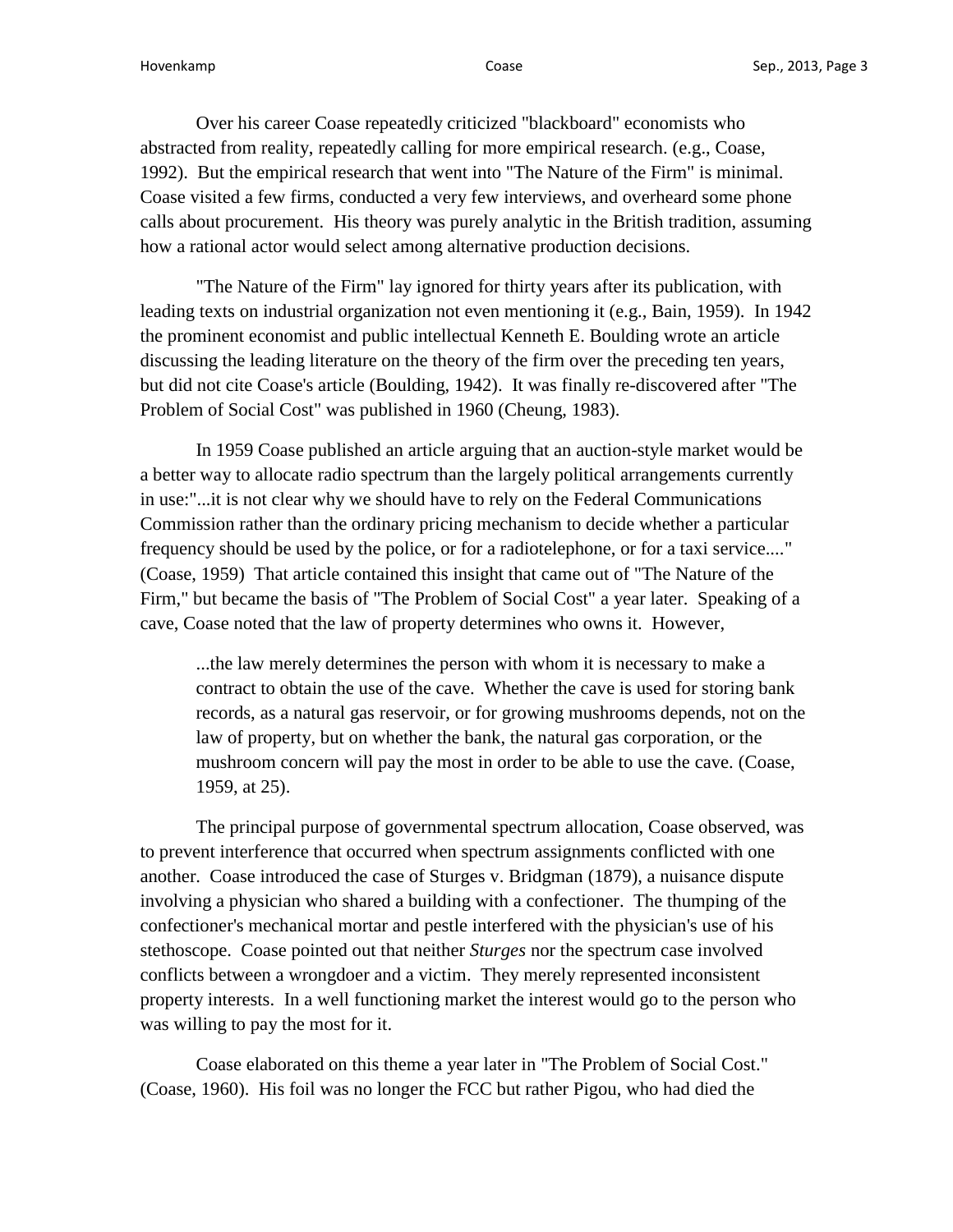Over his career Coase repeatedly criticized "blackboard" economists who abstracted from reality, repeatedly calling for more empirical research. (e.g., Coase, 1992). But the empirical research that went into "The Nature of the Firm" is minimal. Coase visited a few firms, conducted a very few interviews, and overheard some phone calls about procurement. His theory was purely analytic in the British tradition, assuming how a rational actor would select among alternative production decisions.

"The Nature of the Firm" lay ignored for thirty years after its publication, with leading texts on industrial organization not even mentioning it (e.g., Bain, 1959). In 1942 the prominent economist and public intellectual Kenneth E. Boulding wrote an article discussing the leading literature on the theory of the firm over the preceding ten years, but did not cite Coase's article (Boulding, 1942). It was finally re-discovered after "The Problem of Social Cost" was published in 1960 (Cheung, 1983).

In 1959 Coase published an article arguing that an auction-style market would be a better way to allocate radio spectrum than the largely political arrangements currently in use:"...it is not clear why we should have to rely on the Federal Communications Commission rather than the ordinary pricing mechanism to decide whether a particular frequency should be used by the police, or for a radiotelephone, or for a taxi service...." (Coase, 1959) That article contained this insight that came out of "The Nature of the Firm," but became the basis of "The Problem of Social Cost" a year later. Speaking of a cave, Coase noted that the law of property determines who owns it. However,

> ...the law merely determines the person with whom it is necessary to make a contract to obtain the use of the cave. Whether the cave is used for storing bank records, as a natural gas reservoir, or for growing mushrooms depends, not on the law of property, but on whether the bank, the natural gas corporation, or the mushroom concern will pay the most in order to be able to use the cave. (Coase, 1959, at 25).

The principal purpose of governmental spectrum allocation, Coase observed, was to prevent interference that occurred when spectrum assignments conflicted with one another. Coase introduced the case of Sturges v. Bridgman (1879), a nuisance dispute involving a physician who shared a building with a confectioner. The thumping of the confectioner's mechanical mortar and pestle interfered with the physician's use of his stethoscope. Coase pointed out that neither *Sturges* nor the spectrum case involved conflicts between a wrongdoer and a victim. They merely represented inconsistent property interests. In a well functioning market the interest would go to the person who was willing to pay the most for it.

Coase elaborated on this theme a year later in "The Problem of Social Cost." (Coase, 1960). His foil was no longer the FCC but rather Pigou, who had died the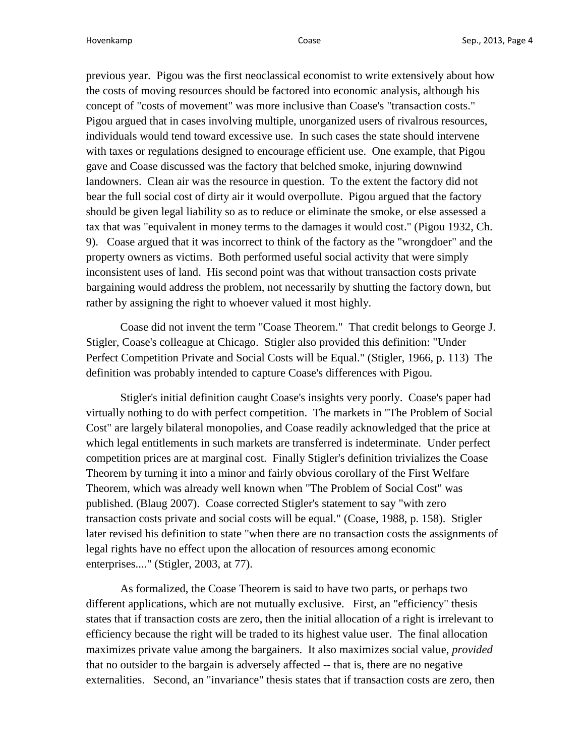previous year. Pigou was the first neoclassical economist to write extensively about how the costs of moving resources should be factored into economic analysis, although his concept of "costs of movement" was more inclusive than Coase's "transaction costs." Pigou argued that in cases involving multiple, unorganized users of rivalrous resources, individuals would tend toward excessive use. In such cases the state should intervene with taxes or regulations designed to encourage efficient use. One example, that Pigou gave and Coase discussed was the factory that belched smoke, injuring downwind landowners. Clean air was the resource in question. To the extent the factory did not bear the full social cost of dirty air it would overpollute. Pigou argued that the factory should be given legal liability so as to reduce or eliminate the smoke, or else assessed a tax that was "equivalent in money terms to the damages it would cost." (Pigou 1932, Ch. 9). Coase argued that it was incorrect to think of the factory as the "wrongdoer" and the property owners as victims. Both performed useful social activity that were simply inconsistent uses of land. His second point was that without transaction costs private bargaining would address the problem, not necessarily by shutting the factory down, but rather by assigning the right to whoever valued it most highly.

Coase did not invent the term "Coase Theorem." That credit belongs to George J. Stigler, Coase's colleague at Chicago. Stigler also provided this definition: "Under Perfect Competition Private and Social Costs will be Equal." (Stigler, 1966, p. 113) The definition was probably intended to capture Coase's differences with Pigou.

Stigler's initial definition caught Coase's insights very poorly. Coase's paper had virtually nothing to do with perfect competition. The markets in "The Problem of Social Cost" are largely bilateral monopolies, and Coase readily acknowledged that the price at which legal entitlements in such markets are transferred is indeterminate. Under perfect competition prices are at marginal cost. Finally Stigler's definition trivializes the Coase Theorem by turning it into a minor and fairly obvious corollary of the First Welfare Theorem, which was already well known when "The Problem of Social Cost" was published. (Blaug 2007). Coase corrected Stigler's statement to say "with zero transaction costs private and social costs will be equal." (Coase, 1988, p. 158). Stigler later revised his definition to state "when there are no transaction costs the assignments of legal rights have no effect upon the allocation of resources among economic enterprises...." (Stigler, 2003, at 77).

As formalized, the Coase Theorem is said to have two parts, or perhaps two different applications, which are not mutually exclusive. First, an "efficiency" thesis states that if transaction costs are zero, then the initial allocation of a right is irrelevant to efficiency because the right will be traded to its highest value user. The final allocation maximizes private value among the bargainers. It also maximizes social value, *provided* that no outsider to the bargain is adversely affected -- that is, there are no negative externalities. Second, an "invariance" thesis states that if transaction costs are zero, then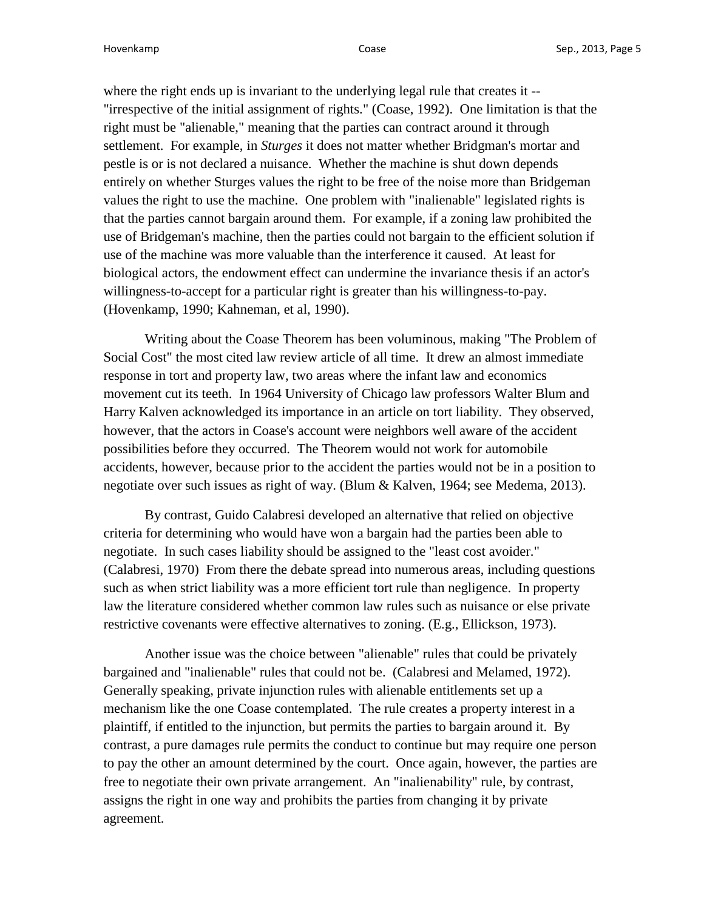where the right ends up is invariant to the underlying legal rule that creates it -- "irrespective of the initial assignment of rights." (Coase, 1992). One limitation is that the right must be "alienable," meaning that the parties can contract around it through settlement. For example, in *Sturges* it does not matter whether Bridgman's mortar and pestle is or is not declared a nuisance. Whether the machine is shut down depends entirely on whether Sturges values the right to be free of the noise more than Bridgeman values the right to use the machine. One problem with "inalienable" legislated rights is that the parties cannot bargain around them. For example, if a zoning law prohibited the use of Bridgeman's machine, then the parties could not bargain to the efficient solution if use of the machine was more valuable than the interference it caused. At least for biological actors, the endowment effect can undermine the invariance thesis if an actor's willingness-to-accept for a particular right is greater than his willingness-to-pay. (Hovenkamp, 1990; Kahneman, et al, 1990).

Writing about the Coase Theorem has been voluminous, making "The Problem of Social Cost" the most cited law review article of all time. It drew an almost immediate response in tort and property law, two areas where the infant law and economics movement cut its teeth. In 1964 University of Chicago law professors Walter Blum and Harry Kalven acknowledged its importance in an article on tort liability. They observed, however, that the actors in Coase's account were neighbors well aware of the accident possibilities before they occurred. The Theorem would not work for automobile accidents, however, because prior to the accident the parties would not be in a position to negotiate over such issues as right of way. (Blum & Kalven, 1964; see Medema, 2013).

By contrast, Guido Calabresi developed an alternative that relied on objective criteria for determining who would have won a bargain had the parties been able to negotiate. In such cases liability should be assigned to the "least cost avoider." (Calabresi, 1970) From there the debate spread into numerous areas, including questions such as when strict liability was a more efficient tort rule than negligence. In property law the literature considered whether common law rules such as nuisance or else private restrictive covenants were effective alternatives to zoning. (E.g., Ellickson, 1973).

Another issue was the choice between "alienable" rules that could be privately bargained and "inalienable" rules that could not be. (Calabresi and Melamed, 1972). Generally speaking, private injunction rules with alienable entitlements set up a mechanism like the one Coase contemplated. The rule creates a property interest in a plaintiff, if entitled to the injunction, but permits the parties to bargain around it. By contrast, a pure damages rule permits the conduct to continue but may require one person to pay the other an amount determined by the court. Once again, however, the parties are free to negotiate their own private arrangement. An "inalienability" rule, by contrast, assigns the right in one way and prohibits the parties from changing it by private agreement.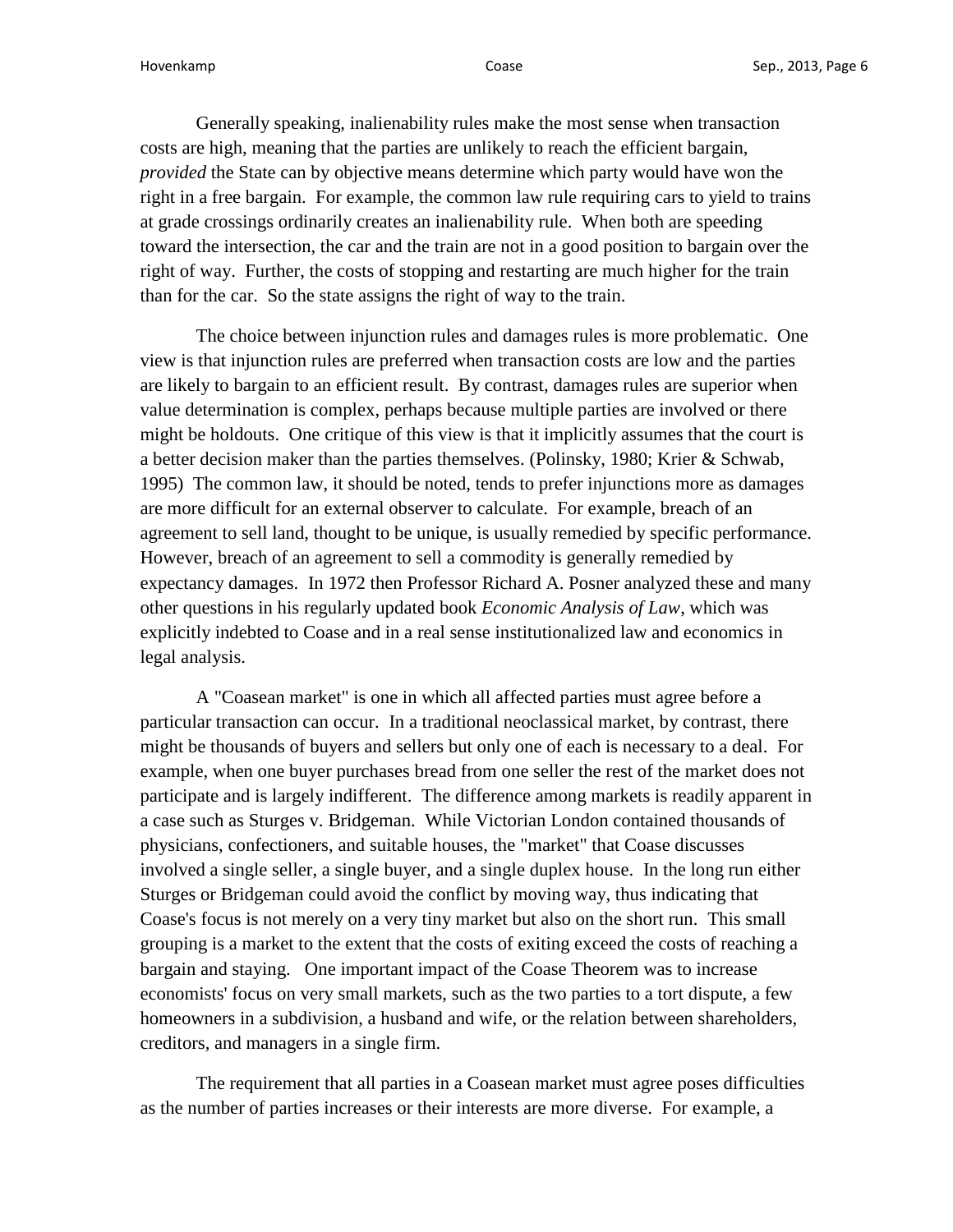Generally speaking, inalienability rules make the most sense when transaction costs are high, meaning that the parties are unlikely to reach the efficient bargain, *provided* the State can by objective means determine which party would have won the right in a free bargain. For example, the common law rule requiring cars to yield to trains at grade crossings ordinarily creates an inalienability rule. When both are speeding toward the intersection, the car and the train are not in a good position to bargain over the right of way. Further, the costs of stopping and restarting are much higher for the train than for the car. So the state assigns the right of way to the train.

The choice between injunction rules and damages rules is more problematic. One view is that injunction rules are preferred when transaction costs are low and the parties are likely to bargain to an efficient result. By contrast, damages rules are superior when value determination is complex, perhaps because multiple parties are involved or there might be holdouts. One critique of this view is that it implicitly assumes that the court is a better decision maker than the parties themselves. (Polinsky, 1980; Krier & Schwab, 1995) The common law, it should be noted, tends to prefer injunctions more as damages are more difficult for an external observer to calculate. For example, breach of an agreement to sell land, thought to be unique, is usually remedied by specific performance. However, breach of an agreement to sell a commodity is generally remedied by expectancy damages. In 1972 then Professor Richard A. Posner analyzed these and many other questions in his regularly updated book *Economic Analysis of Law*, which was explicitly indebted to Coase and in a real sense institutionalized law and economics in legal analysis.

A "Coasean market" is one in which all affected parties must agree before a particular transaction can occur. In a traditional neoclassical market, by contrast, there might be thousands of buyers and sellers but only one of each is necessary to a deal. For example, when one buyer purchases bread from one seller the rest of the market does not participate and is largely indifferent. The difference among markets is readily apparent in a case such as Sturges v. Bridgeman. While Victorian London contained thousands of physicians, confectioners, and suitable houses, the "market" that Coase discusses involved a single seller, a single buyer, and a single duplex house. In the long run either Sturges or Bridgeman could avoid the conflict by moving way, thus indicating that Coase's focus is not merely on a very tiny market but also on the short run. This small grouping is a market to the extent that the costs of exiting exceed the costs of reaching a bargain and staying. One important impact of the Coase Theorem was to increase economists' focus on very small markets, such as the two parties to a tort dispute, a few homeowners in a subdivision, a husband and wife, or the relation between shareholders, creditors, and managers in a single firm.

The requirement that all parties in a Coasean market must agree poses difficulties as the number of parties increases or their interests are more diverse. For example, a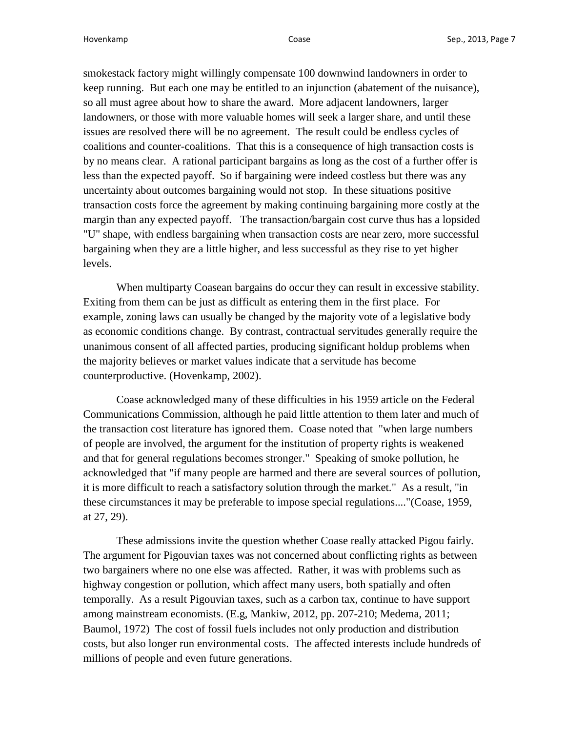smokestack factory might willingly compensate 100 downwind landowners in order to keep running. But each one may be entitled to an injunction (abatement of the nuisance), so all must agree about how to share the award. More adjacent landowners, larger landowners, or those with more valuable homes will seek a larger share, and until these issues are resolved there will be no agreement. The result could be endless cycles of coalitions and counter-coalitions. That this is a consequence of high transaction costs is by no means clear. A rational participant bargains as long as the cost of a further offer is less than the expected payoff. So if bargaining were indeed costless but there was any uncertainty about outcomes bargaining would not stop. In these situations positive transaction costs force the agreement by making continuing bargaining more costly at the margin than any expected payoff. The transaction/bargain cost curve thus has a lopsided "U" shape, with endless bargaining when transaction costs are near zero, more successful bargaining when they are a little higher, and less successful as they rise to yet higher levels.

When multiparty Coasean bargains do occur they can result in excessive stability. Exiting from them can be just as difficult as entering them in the first place. For example, zoning laws can usually be changed by the majority vote of a legislative body as economic conditions change. By contrast, contractual servitudes generally require the unanimous consent of all affected parties, producing significant holdup problems when the majority believes or market values indicate that a servitude has become counterproductive. (Hovenkamp, 2002).

Coase acknowledged many of these difficulties in his 1959 article on the Federal Communications Commission, although he paid little attention to them later and much of the transaction cost literature has ignored them. Coase noted that "when large numbers of people are involved, the argument for the institution of property rights is weakened and that for general regulations becomes stronger." Speaking of smoke pollution, he acknowledged that "if many people are harmed and there are several sources of pollution, it is more difficult to reach a satisfactory solution through the market." As a result, "in these circumstances it may be preferable to impose special regulations...."(Coase, 1959, at 27, 29).

These admissions invite the question whether Coase really attacked Pigou fairly. The argument for Pigouvian taxes was not concerned about conflicting rights as between two bargainers where no one else was affected. Rather, it was with problems such as highway congestion or pollution, which affect many users, both spatially and often temporally. As a result Pigouvian taxes, such as a carbon tax, continue to have support among mainstream economists. (E.g, Mankiw, 2012, pp. 207-210; Medema, 2011; Baumol, 1972) The cost of fossil fuels includes not only production and distribution costs, but also longer run environmental costs. The affected interests include hundreds of millions of people and even future generations.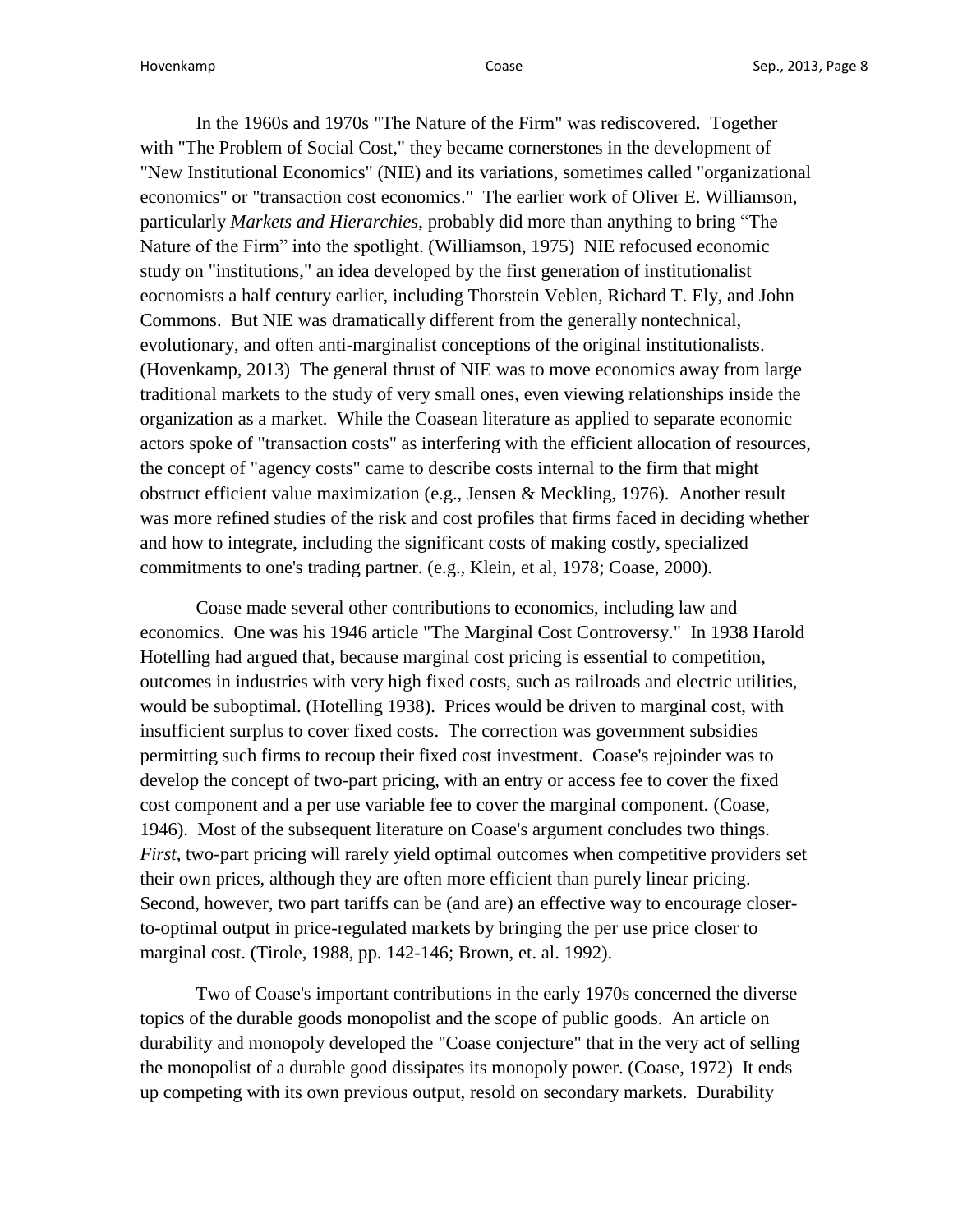In the 1960s and 1970s "The Nature of the Firm" was rediscovered. Together with "The Problem of Social Cost," they became cornerstones in the development of "New Institutional Economics" (NIE) and its variations, sometimes called "organizational economics" or "transaction cost economics." The earlier work of Oliver E. Williamson, particularly *Markets and Hierarchies*, probably did more than anything to bring "The Nature of the Firm" into the spotlight. (Williamson, 1975) NIE refocused economic study on "institutions," an idea developed by the first generation of institutionalist eocnomists a half century earlier, including Thorstein Veblen, Richard T. Ely, and John Commons. But NIE was dramatically different from the generally nontechnical, evolutionary, and often anti-marginalist conceptions of the original institutionalists. (Hovenkamp, 2013) The general thrust of NIE was to move economics away from large traditional markets to the study of very small ones, even viewing relationships inside the organization as a market. While the Coasean literature as applied to separate economic actors spoke of "transaction costs" as interfering with the efficient allocation of resources, the concept of "agency costs" came to describe costs internal to the firm that might obstruct efficient value maximization (e.g., Jensen & Meckling, 1976). Another result was more refined studies of the risk and cost profiles that firms faced in deciding whether and how to integrate, including the significant costs of making costly, specialized commitments to one's trading partner. (e.g., Klein, et al, 1978; Coase, 2000).

Coase made several other contributions to economics, including law and economics. One was his 1946 article "The Marginal Cost Controversy." In 1938 Harold Hotelling had argued that, because marginal cost pricing is essential to competition, outcomes in industries with very high fixed costs, such as railroads and electric utilities, would be suboptimal. (Hotelling 1938). Prices would be driven to marginal cost, with insufficient surplus to cover fixed costs. The correction was government subsidies permitting such firms to recoup their fixed cost investment. Coase's rejoinder was to develop the concept of two-part pricing, with an entry or access fee to cover the fixed cost component and a per use variable fee to cover the marginal component. (Coase, 1946). Most of the subsequent literature on Coase's argument concludes two things. *First*, two-part pricing will rarely yield optimal outcomes when competitive providers set their own prices, although they are often more efficient than purely linear pricing. Second, however, two part tariffs can be (and are) an effective way to encourage closer-to-optimal output in price-regulated markets by bringing the per use price closer to marginal cost. (Tirole, 1988, pp. 142-146; Brown, et. al. 1992).

Two of Coase's important contributions in the early 1970s concerned the diverse topics of the durable goods monopolist and the scope of public goods. An article on durability and monopoly developed the "Coase conjecture" that in the very act of selling the monopolist of a durable good dissipates its monopoly power. (Coase, 1972) It ends up competing with its own previous output, resold on secondary markets. Durability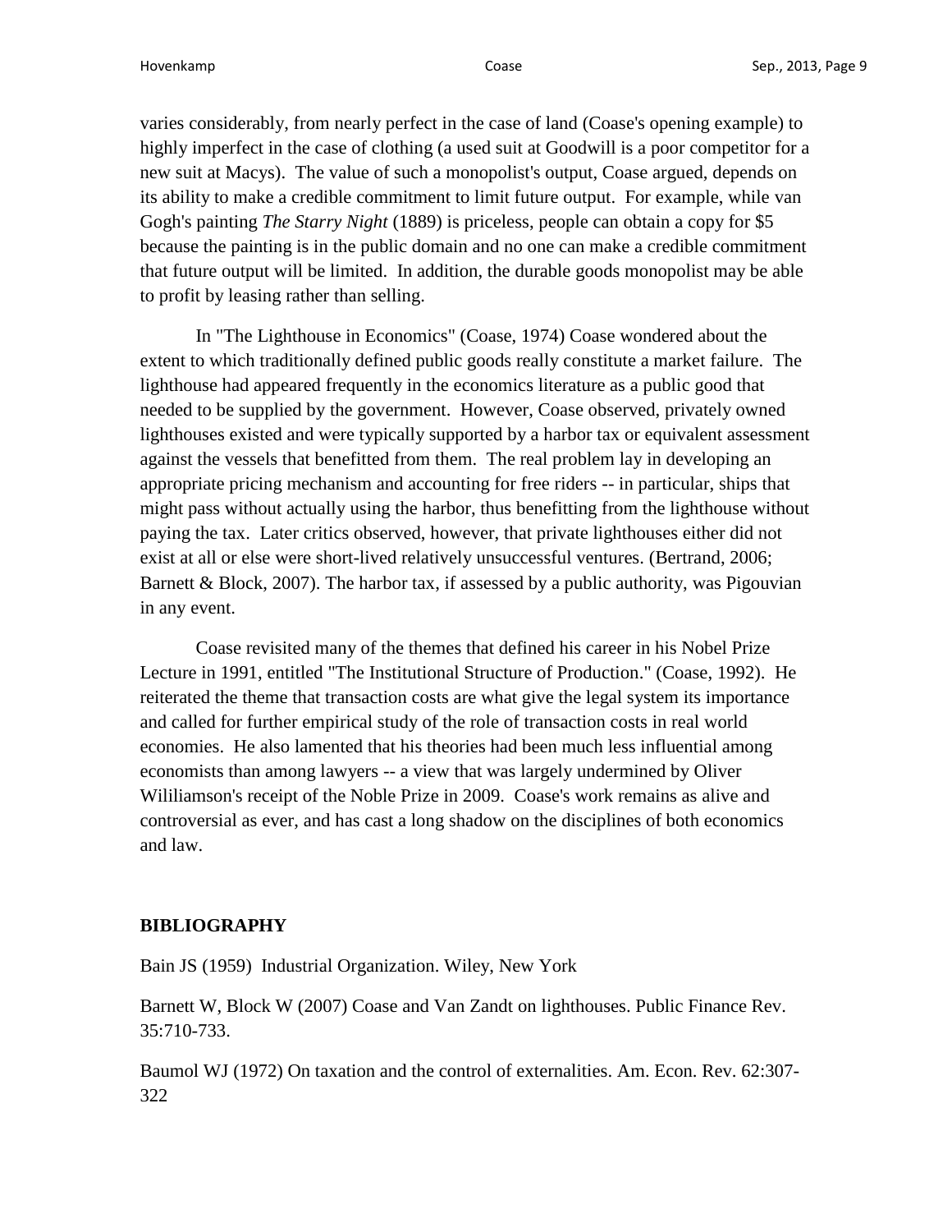varies considerably, from nearly perfect in the case of land (Coase's opening example) to highly imperfect in the case of clothing (a used suit at Goodwill is a poor competitor for a new suit at Macys). The value of such a monopolist's output, Coase argued, depends on its ability to make a credible commitment to limit future output. For example, while van Gogh's painting *The Starry Night* (1889) is priceless, people can obtain a copy for $5 because the painting is in the public domain and no one can make a credible commitment that future output will be limited. In addition, the durable goods monopolist may be able to profit by leasing rather than selling.

In "The Lighthouse in Economics" (Coase, 1974) Coase wondered about the extent to which traditionally defined public goods really constitute a market failure. The lighthouse had appeared frequently in the economics literature as a public good that needed to be supplied by the government. However, Coase observed, privately owned lighthouses existed and were typically supported by a harbor tax or equivalent assessment against the vessels that benefitted from them. The real problem lay in developing an appropriate pricing mechanism and accounting for free riders -- in particular, ships that might pass without actually using the harbor, thus benefitting from the lighthouse without paying the tax. Later critics observed, however, that private lighthouses either did not exist at all or else were short-lived relatively unsuccessful ventures. (Bertrand, 2006; Barnett & Block, 2007). The harbor tax, if assessed by a public authority, was Pigouvian in any event.

Coase revisited many of the themes that defined his career in his Nobel Prize Lecture in 1991, entitled "The Institutional Structure of Production." (Coase, 1992). He reiterated the theme that transaction costs are what give the legal system its importance and called for further empirical study of the role of transaction costs in real world economies. He also lamented that his theories had been much less influential among economists than among lawyers -- a view that was largely undermined by Oliver Wililiamson's receipt of the Noble Prize in 2009. Coase's work remains as alive and controversial as ever, and has cast a long shadow on the disciplines of both economics and law.

## BIBLIOGRAPHY

Bain JS (1959) Industrial Organization. Wiley, New York

Barnett W, Block W (2007) Coase and Van Zandt on lighthouses. Public Finance Rev. 35:710-733.

Baumol WJ (1972) On taxation and the control of externalities. Am. Econ. Rev. 62:307-322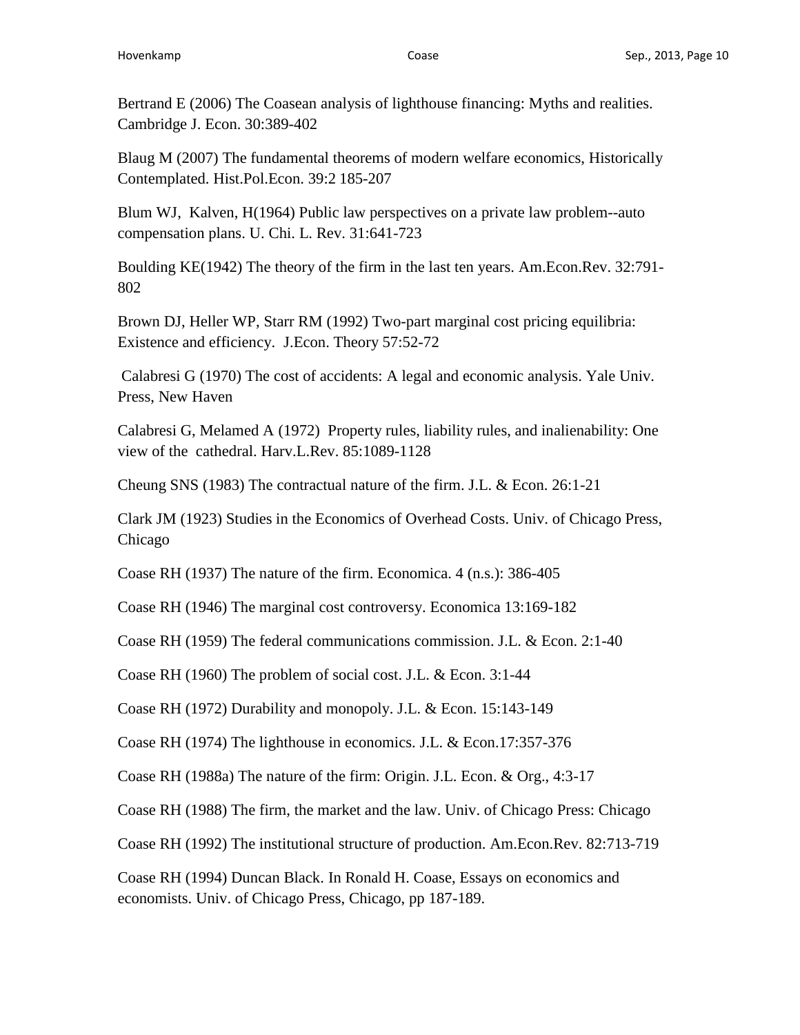Bertrand E (2006) The Coasean analysis of lighthouse financing: Myths and realities. Cambridge J. Econ. 30:389-402

Blaug M (2007) The fundamental theorems of modern welfare economics, Historically Contemplated. Hist.Pol.Econ. 39:2 185-207

Blum WJ, Kalven, H(1964) Public law perspectives on a private law problem--auto compensation plans. U. Chi. L. Rev. 31:641-723

Boulding KE(1942) The theory of the firm in the last ten years. Am.Econ.Rev. 32:791-802

Brown DJ, Heller WP, Starr RM (1992) Two-part marginal cost pricing equilibria: Existence and efficiency. J.Econ. Theory 57:52-72

Calabresi G (1970) The cost of accidents: A legal and economic analysis. Yale Univ. Press, New Haven

Calabresi G, Melamed A (1972) Property rules, liability rules, and inalienability: One view of the cathedral. Harv.L.Rev. 85:1089-1128

Cheung SNS (1983) The contractual nature of the firm. J.L. & Econ. 26:1-21

Clark JM (1923) Studies in the Economics of Overhead Costs. Univ. of Chicago Press, Chicago

Coase RH (1937) The nature of the firm. Economica. 4 (n.s.): 386-405

Coase RH (1946) The marginal cost controversy. Economica 13:169-182

Coase RH (1959) The federal communications commission. J.L. & Econ. 2:1-40

Coase RH (1960) The problem of social cost. J.L. & Econ. 3:1-44

Coase RH (1972) Durability and monopoly. J.L. & Econ. 15:143-149

Coase RH (1974) The lighthouse in economics. J.L. & Econ.17:357-376

Coase RH (1988a) The nature of the firm: Origin. J.L. Econ. & Org., 4:3-17

Coase RH (1988) The firm, the market and the law. Univ. of Chicago Press: Chicago

Coase RH (1992) The institutional structure of production. Am.Econ.Rev. 82:713-719

Coase RH (1994) Duncan Black. In Ronald H. Coase, Essays on economics and economists. Univ. of Chicago Press, Chicago, pp 187-189.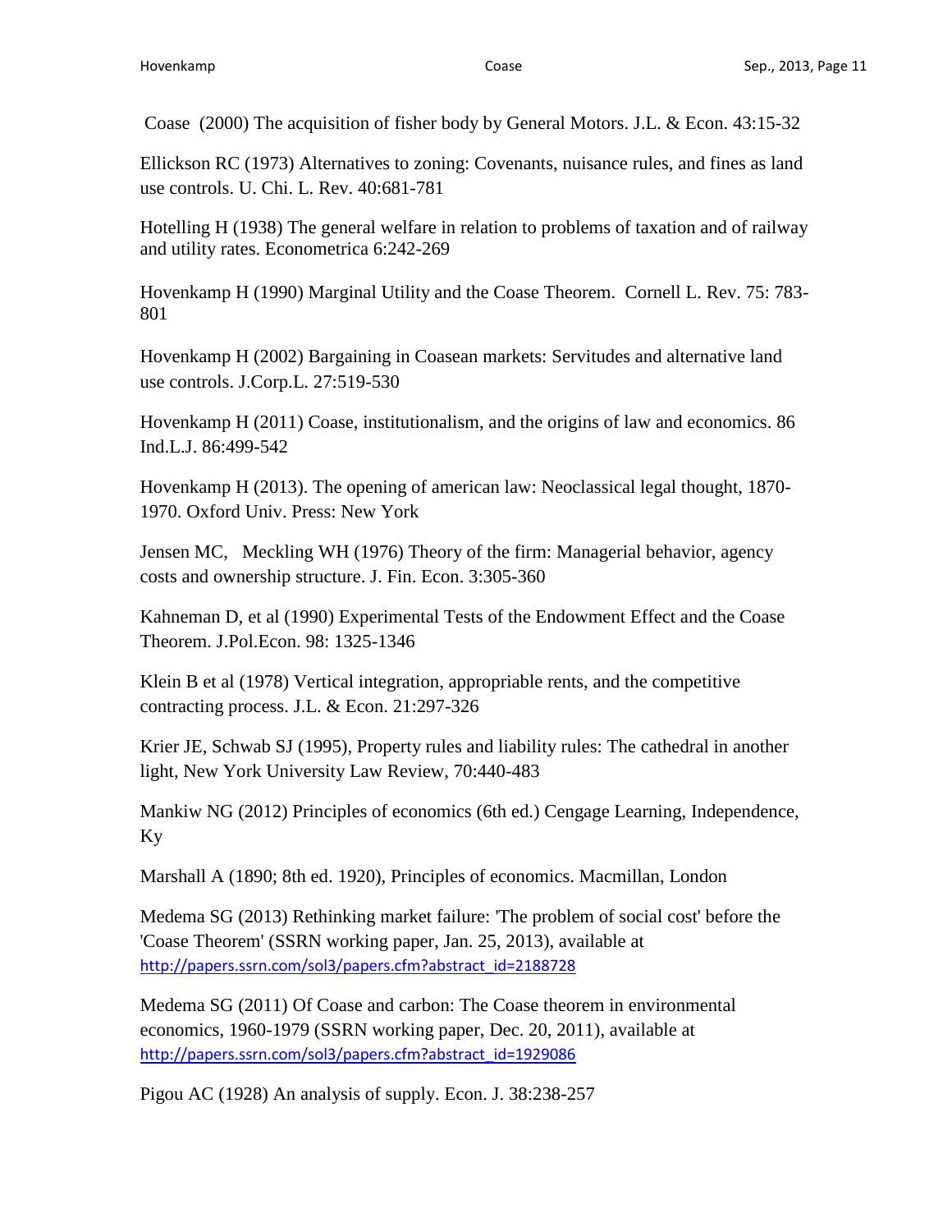Coase (2000) The acquisition of fisher body by General Motors. J.L. & Econ. 43:15-32

Ellickson RC (1973) Alternatives to zoning: Covenants, nuisance rules, and fines as land use controls. U. Chi. L. Rev. 40:681-781

Hotelling H (1938) The general welfare in relation to problems of taxation and of railway and utility rates. Econometrica 6:242-269

Hovenkamp H (1990) Marginal Utility and the Coase Theorem. Cornell L. Rev. 75: 783-801

Hovenkamp H (2002) Bargaining in Coasean markets: Servitudes and alternative land use controls. J.Corp.L. 27:519-530

Hovenkamp H (2011) Coase, institutionalism, and the origins of law and economics. 86 Ind.L.J. 86:499-542

Hovenkamp H (2013). The opening of american law: Neoclassical legal thought, 1870-1970. Oxford Univ. Press: New York

Jensen MC, Meckling WH (1976) Theory of the firm: Managerial behavior, agency costs and ownership structure. J. Fin. Econ. 3:305-360

Kahneman D, et al (1990) Experimental Tests of the Endowment Effect and the Coase Theorem. J.Pol.Econ. 98: 1325-1346

Klein B et al (1978) Vertical integration, appropriable rents, and the competitive contracting process. J.L. & Econ. 21:297-326

Krier JE, Schwab SJ (1995), Property rules and liability rules: The cathedral in another light, New York University Law Review, 70:440-483

Mankiw NG (2012) Principles of economics (6th ed.) Cengage Learning, Independence, Ky

Marshall A (1890; 8th ed. 1920), Principles of economics. Macmillan, London

Medema SG (2013) Rethinking market failure: 'The problem of social cost' before the 'Coase Theorem' (SSRN working paper, Jan. 25, 2013), available at http://papers.ssrn.com/sol3/papers.cfm?abstract_id=2188728

Medema SG (2011) Of Coase and carbon: The Coase theorem in environmental economics, 1960-1979 (SSRN working paper, Dec. 20, 2011), available at http://papers.ssrn.com/sol3/papers.cfm?abstract_id=1929086

Pigou AC (1928) An analysis of supply. Econ. J. 38:238-257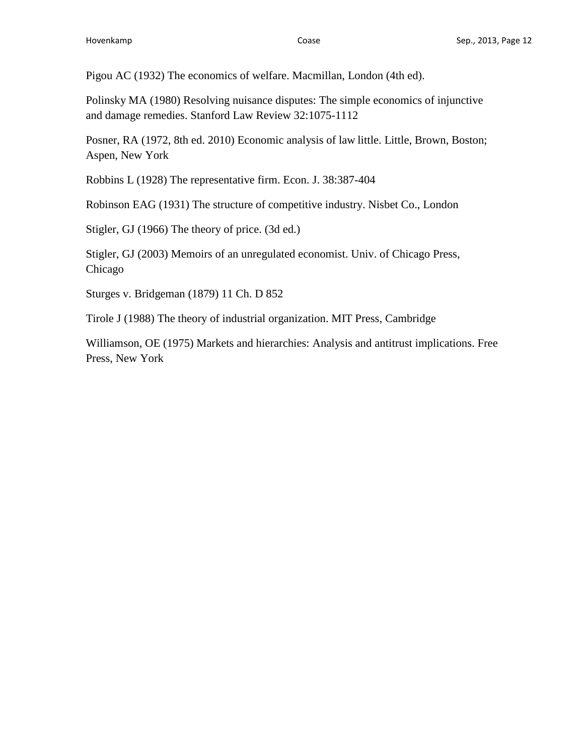Pigou AC (1932) The economics of welfare. Macmillan, London (4th ed).

Polinsky MA (1980) Resolving nuisance disputes: The simple economics of injunctive and damage remedies. Stanford Law Review 32:1075-1112

Posner, RA (1972, 8th ed. 2010) Economic analysis of law little. Little, Brown, Boston; Aspen, New York

Robbins L (1928) The representative firm. Econ. J. 38:387-404

Robinson EAG (1931) The structure of competitive industry. Nisbet Co., London

Stigler, GJ (1966) The theory of price. (3d ed.)

Stigler, GJ (2003) Memoirs of an unregulated economist. Univ. of Chicago Press, Chicago

Sturges v. Bridgeman (1879) 11 Ch. D 852

Tirole J (1988) The theory of industrial organization. MIT Press, Cambridge

Williamson, OE (1975) Markets and hierarchies: Analysis and antitrust implications. Free Press, New York